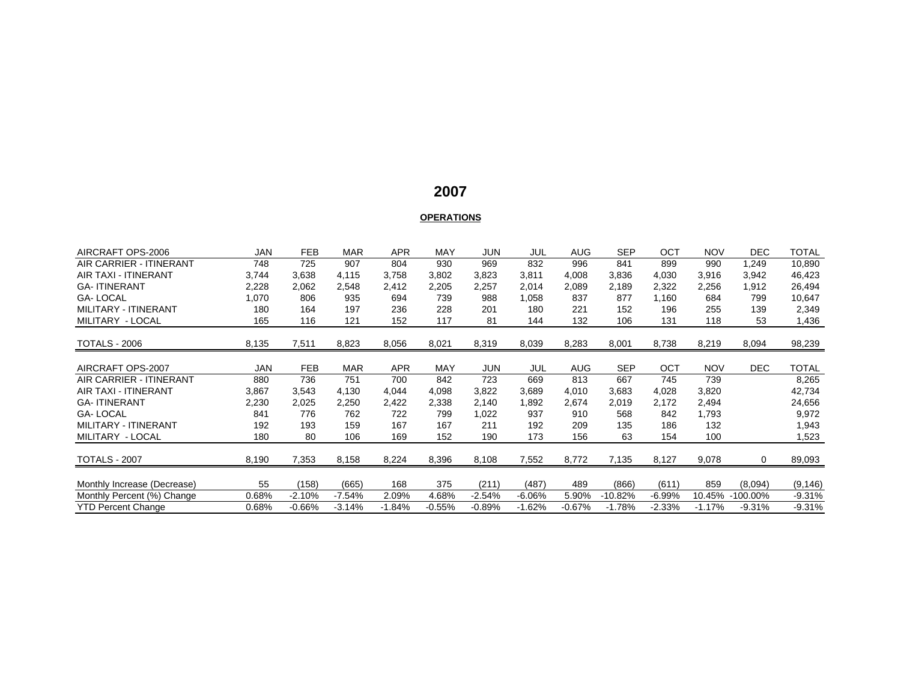# 2007

**OPERATIONS**

| AIRCRAFT OPS-2006 | JAN | FEB | MAR | APR | MAY | JUN | JUL | AUG | SEP | OCT | NOV | DEC | TOTAL |
|---|---|---|---|---|---|---|---|---|---|---|---|---|---|
| AIR CARRIER - ITINERANT | 748 | 725 | 907 | 804 | 930 | 969 | 832 | 996 | 841 | 899 | 990 | 1,249 | 10,890 |
| AIR TAXI - ITINERANT | 3,744 | 3,638 | 4,115 | 3,758 | 3,802 | 3,823 | 3,811 | 4,008 | 3,836 | 4,030 | 3,916 | 3,942 | 46,423 |
| GA- ITINERANT | 2,228 | 2,062 | 2,548 | 2,412 | 2,205 | 2,257 | 2,014 | 2,089 | 2,189 | 2,322 | 2,256 | 1,912 | 26,494 |
| GA- LOCAL | 1,070 | 806 | 935 | 694 | 739 | 988 | 1,058 | 837 | 877 | 1,160 | 684 | 799 | 10,647 |
| MILITARY - ITINERANT | 180 | 164 | 197 | 236 | 228 | 201 | 180 | 221 | 152 | 196 | 255 | 139 | 2,349 |
| MILITARY - LOCAL | 165 | 116 | 121 | 152 | 117 | 81 | 144 | 132 | 106 | 131 | 118 | 53 | 1,436 |
| TOTALS - 2006 | 8,135 | 7,511 | 8,823 | 8,056 | 8,021 | 8,319 | 8,039 | 8,283 | 8,001 | 8,738 | 8,219 | 8,094 | 98,239 |
| AIRCRAFT OPS-2007 | JAN | FEB | MAR | APR | MAY | JUN | JUL | AUG | SEP | OCT | NOV | DEC | TOTAL |
| AIR CARRIER - ITINERANT | 880 | 736 | 751 | 700 | 842 | 723 | 669 | 813 | 667 | 745 | 739 | | 8,265 |
| AIR TAXI - ITINERANT | 3,867 | 3,543 | 4,130 | 4,044 | 4,098 | 3,822 | 3,689 | 4,010 | 3,683 | 4,028 | 3,820 | | 42,734 |
| GA- ITINERANT | 2,230 | 2,025 | 2,250 | 2,422 | 2,338 | 2,140 | 1,892 | 2,674 | 2,019 | 2,172 | 2,494 | | 24,656 |
| GA- LOCAL | 841 | 776 | 762 | 722 | 799 | 1,022 | 937 | 910 | 568 | 842 | 1,793 | | 9,972 |
| MILITARY - ITINERANT | 192 | 193 | 159 | 167 | 167 | 211 | 192 | 209 | 135 | 186 | 132 | | 1,943 |
| MILITARY - LOCAL | 180 | 80 | 106 | 169 | 152 | 190 | 173 | 156 | 63 | 154 | 100 | | 1,523 |
| TOTALS - 2007 | 8,190 | 7,353 | 8,158 | 8,224 | 8,396 | 8,108 | 7,552 | 8,772 | 7,135 | 8,127 | 9,078 | 0 | 89,093 |
| Monthly Increase (Decrease) | 55 | (158) | (665) | 168 | 375 | (211) | (487) | 489 | (866) | (611) | 859 | (8,094) | (9,146) |
| Monthly Percent (%) Change | 0.68% | -2.10% | -7.54% | 2.09% | 4.68% | -2.54% | -6.06% | 5.90% | -10.82% | -6.99% | 10.45% | -100.00% | -9.31% |
| YTD Percent Change | 0.68% | -0.66% | -3.14% | -1.84% | -0.55% | -0.89% | -1.62% | -0.67% | -1.78% | -2.33% | -1.17% | -9.31% | -9.31% |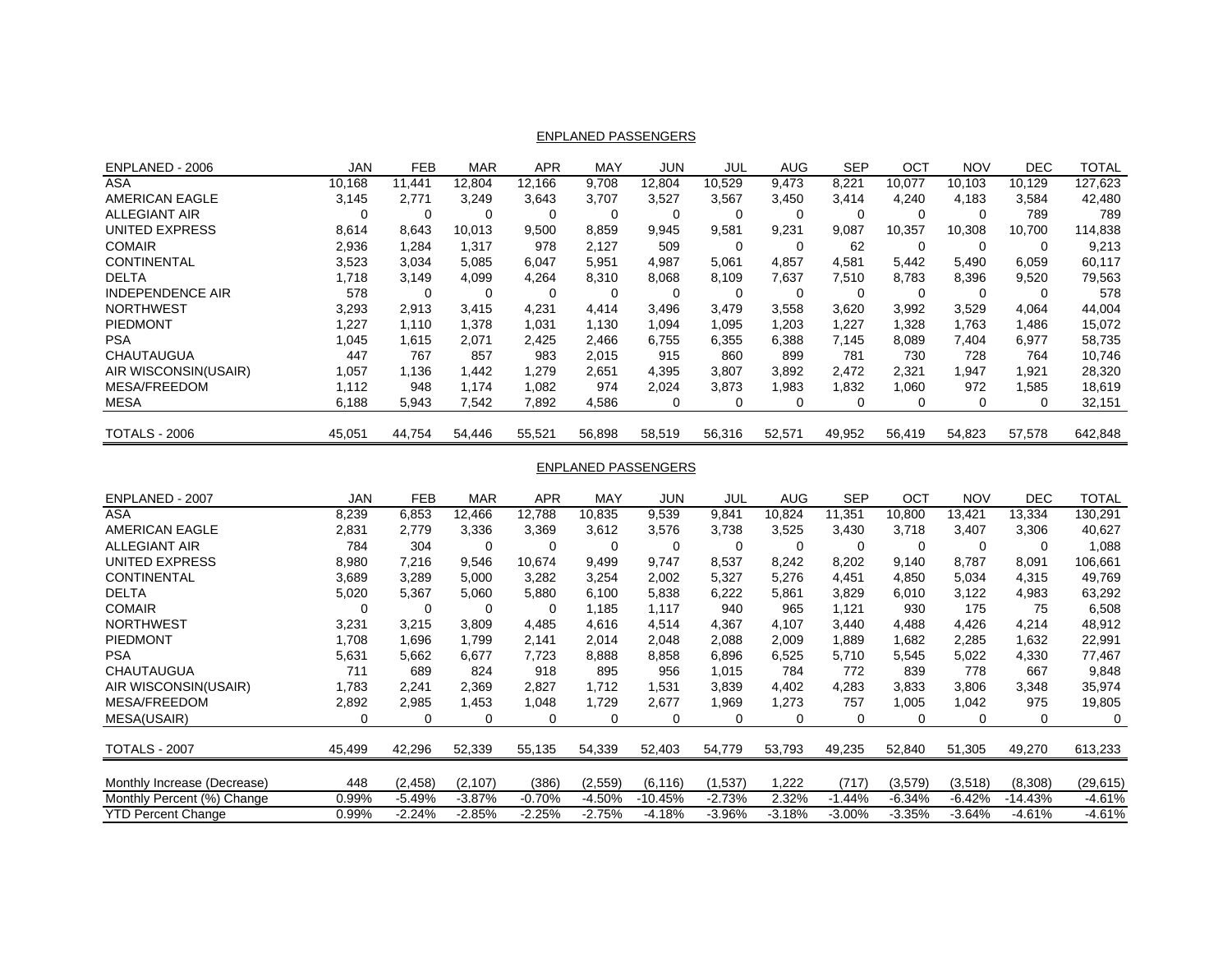ENPLANED PASSENGERS

| ENPLANED - 2006 | JAN | FEB | MAR | APR | MAY | JUN | JUL | AUG | SEP | OCT | NOV | DEC | TOTAL |
|---|---|---|---|---|---|---|---|---|---|---|---|---|---|
| ASA | 10,168 | 11,441 | 12,804 | 12,166 | 9,708 | 12,804 | 10,529 | 9,473 | 8,221 | 10,077 | 10,103 | 10,129 | 127,623 |
| AMERICAN EAGLE | 3,145 | 2,771 | 3,249 | 3,643 | 3,707 | 3,527 | 3,567 | 3,450 | 3,414 | 4,240 | 4,183 | 3,584 | 42,480 |
| ALLEGIANT AIR | 0 | 0 | 0 | 0 | 0 | 0 | 0 | 0 | 0 | 0 | 0 | 789 | 789 |
| UNITED EXPRESS | 8,614 | 8,643 | 10,013 | 9,500 | 8,859 | 9,945 | 9,581 | 9,231 | 9,087 | 10,357 | 10,308 | 10,700 | 114,838 |
| COMAIR | 2,936 | 1,284 | 1,317 | 978 | 2,127 | 509 | 0 | 0 | 62 | 0 | 0 | 0 | 9,213 |
| CONTINENTAL | 3,523 | 3,034 | 5,085 | 6,047 | 5,951 | 4,987 | 5,061 | 4,857 | 4,581 | 5,442 | 5,490 | 6,059 | 60,117 |
| DELTA | 1,718 | 3,149 | 4,099 | 4,264 | 8,310 | 8,068 | 8,109 | 7,637 | 7,510 | 8,783 | 8,396 | 9,520 | 79,563 |
| INDEPENDENCE AIR | 578 | 0 | 0 | 0 | 0 | 0 | 0 | 0 | 0 | 0 | 0 | 0 | 578 |
| NORTHWEST | 3,293 | 2,913 | 3,415 | 4,231 | 4,414 | 3,496 | 3,479 | 3,558 | 3,620 | 3,992 | 3,529 | 4,064 | 44,004 |
| PIEDMONT | 1,227 | 1,110 | 1,378 | 1,031 | 1,130 | 1,094 | 1,095 | 1,203 | 1,227 | 1,328 | 1,763 | 1,486 | 15,072 |
| PSA | 1,045 | 1,615 | 2,071 | 2,425 | 2,466 | 6,755 | 6,355 | 6,388 | 7,145 | 8,089 | 7,404 | 6,977 | 58,735 |
| CHAUTAUGUA | 447 | 767 | 857 | 983 | 2,015 | 915 | 860 | 899 | 781 | 730 | 728 | 764 | 10,746 |
| AIR WISCONSIN(USAIR) | 1,057 | 1,136 | 1,442 | 1,279 | 2,651 | 4,395 | 3,807 | 3,892 | 2,472 | 2,321 | 1,947 | 1,921 | 28,320 |
| MESA/FREEDOM | 1,112 | 948 | 1,174 | 1,082 | 974 | 2,024 | 3,873 | 1,983 | 1,832 | 1,060 | 972 | 1,585 | 18,619 |
| MESA | 6,188 | 5,943 | 7,542 | 7,892 | 4,586 | 0 | 0 | 0 | 0 | 0 | 0 | 0 | 32,151 |
| TOTALS - 2006 | 45,051 | 44,754 | 54,446 | 55,521 | 56,898 | 58,519 | 56,316 | 52,571 | 49,952 | 56,419 | 54,823 | 57,578 | 642,848 |

ENPLANED PASSENGERS

| ENPLANED - 2007 | JAN | FEB | MAR | APR | MAY | JUN | JUL | AUG | SEP | OCT | NOV | DEC | TOTAL |
|---|---|---|---|---|---|---|---|---|---|---|---|---|---|
| ASA | 8,239 | 6,853 | 12,466 | 12,788 | 10,835 | 9,539 | 9,841 | 10,824 | 11,351 | 10,800 | 13,421 | 13,334 | 130,291 |
| AMERICAN EAGLE | 2,831 | 2,779 | 3,336 | 3,369 | 3,612 | 3,576 | 3,738 | 3,525 | 3,430 | 3,718 | 3,407 | 3,306 | 40,627 |
| ALLEGIANT AIR | 784 | 304 | 0 | 0 | 0 | 0 | 0 | 0 | 0 | 0 | 0 | 0 | 1,088 |
| UNITED EXPRESS | 8,980 | 7,216 | 9,546 | 10,674 | 9,499 | 9,747 | 8,537 | 8,242 | 8,202 | 9,140 | 8,787 | 8,091 | 106,661 |
| CONTINENTAL | 3,689 | 3,289 | 5,000 | 3,282 | 3,254 | 2,002 | 5,327 | 5,276 | 4,451 | 4,850 | 5,034 | 4,315 | 49,769 |
| DELTA | 5,020 | 5,367 | 5,060 | 5,880 | 6,100 | 5,838 | 6,222 | 5,861 | 3,829 | 6,010 | 3,122 | 4,983 | 63,292 |
| COMAIR | 0 | 0 | 0 | 0 | 1,185 | 1,117 | 940 | 965 | 1,121 | 930 | 175 | 75 | 6,508 |
| NORTHWEST | 3,231 | 3,215 | 3,809 | 4,485 | 4,616 | 4,514 | 4,367 | 4,107 | 3,440 | 4,488 | 4,426 | 4,214 | 48,912 |
| PIEDMONT | 1,708 | 1,696 | 1,799 | 2,141 | 2,014 | 2,048 | 2,088 | 2,009 | 1,889 | 1,682 | 2,285 | 1,632 | 22,991 |
| PSA | 5,631 | 5,662 | 6,677 | 7,723 | 8,888 | 8,858 | 6,896 | 6,525 | 5,710 | 5,545 | 5,022 | 4,330 | 77,467 |
| CHAUTAUGUA | 711 | 689 | 824 | 918 | 895 | 956 | 1,015 | 784 | 772 | 839 | 778 | 667 | 9,848 |
| AIR WISCONSIN(USAIR) | 1,783 | 2,241 | 2,369 | 2,827 | 1,712 | 1,531 | 3,839 | 4,402 | 4,283 | 3,833 | 3,806 | 3,348 | 35,974 |
| MESA/FREEDOM | 2,892 | 2,985 | 1,453 | 1,048 | 1,729 | 2,677 | 1,969 | 1,273 | 757 | 1,005 | 1,042 | 975 | 19,805 |
| MESA(USAIR) | 0 | 0 | 0 | 0 | 0 | 0 | 0 | 0 | 0 | 0 | 0 | 0 | 0 |
| TOTALS - 2007 | 45,499 | 42,296 | 52,339 | 55,135 | 54,339 | 52,403 | 54,779 | 53,793 | 49,235 | 52,840 | 51,305 | 49,270 | 613,233 |
| Monthly Increase (Decrease) | 448 | (2,458) | (2,107) | (386) | (2,559) | (6,116) | (1,537) | 1,222 | (717) | (3,579) | (3,518) | (8,308) | (29,615) |
| Monthly Percent (%) Change | 0.99% | -5.49% | -3.87% | -0.70% | -4.50% | -10.45% | -2.73% | 2.32% | -1.44% | -6.34% | -6.42% | -14.43% | -4.61% |
| YTD Percent Change | 0.99% | -2.24% | -2.85% | -2.25% | -2.75% | -4.18% | -3.96% | -3.18% | -3.00% | -3.35% | -3.64% | -4.61% | -4.61% |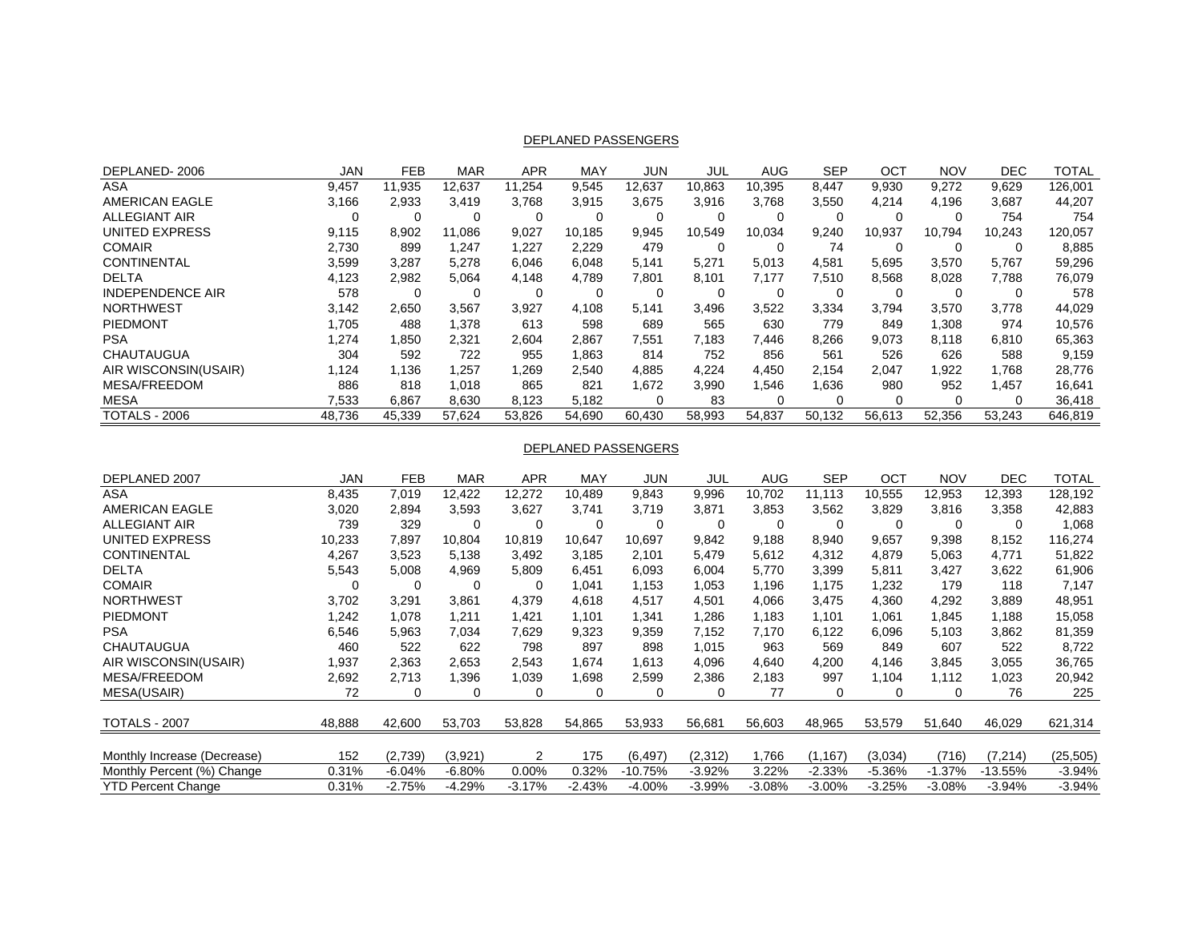DEPLANED PASSENGERS

| DEPLANED- 2006 | JAN | FEB | MAR | APR | MAY | JUN | JUL | AUG | SEP | OCT | NOV | DEC | TOTAL |
|---|---|---|---|---|---|---|---|---|---|---|---|---|---|
| ASA | 9,457 | 11,935 | 12,637 | 11,254 | 9,545 | 12,637 | 10,863 | 10,395 | 8,447 | 9,930 | 9,272 | 9,629 | 126,001 |
| AMERICAN EAGLE | 3,166 | 2,933 | 3,419 | 3,768 | 3,915 | 3,675 | 3,916 | 3,768 | 3,550 | 4,214 | 4,196 | 3,687 | 44,207 |
| ALLEGIANT AIR | 0 | 0 | 0 | 0 | 0 | 0 | 0 | 0 | 0 | 0 | 0 | 754 | 754 |
| UNITED EXPRESS | 9,115 | 8,902 | 11,086 | 9,027 | 10,185 | 9,945 | 10,549 | 10,034 | 9,240 | 10,937 | 10,794 | 10,243 | 120,057 |
| COMAIR | 2,730 | 899 | 1,247 | 1,227 | 2,229 | 479 | 0 | 0 | 74 | 0 | 0 | 0 | 8,885 |
| CONTINENTAL | 3,599 | 3,287 | 5,278 | 6,046 | 6,048 | 5,141 | 5,271 | 5,013 | 4,581 | 5,695 | 3,570 | 5,767 | 59,296 |
| DELTA | 4,123 | 2,982 | 5,064 | 4,148 | 4,789 | 7,801 | 8,101 | 7,177 | 7,510 | 8,568 | 8,028 | 7,788 | 76,079 |
| INDEPENDENCE AIR | 578 | 0 | 0 | 0 | 0 | 0 | 0 | 0 | 0 | 0 | 0 | 0 | 578 |
| NORTHWEST | 3,142 | 2,650 | 3,567 | 3,927 | 4,108 | 5,141 | 3,496 | 3,522 | 3,334 | 3,794 | 3,570 | 3,778 | 44,029 |
| PIEDMONT | 1,705 | 488 | 1,378 | 613 | 598 | 689 | 565 | 630 | 779 | 849 | 1,308 | 974 | 10,576 |
| PSA | 1,274 | 1,850 | 2,321 | 2,604 | 2,867 | 7,551 | 7,183 | 7,446 | 8,266 | 9,073 | 8,118 | 6,810 | 65,363 |
| CHAUTAUGUA | 304 | 592 | 722 | 955 | 1,863 | 814 | 752 | 856 | 561 | 526 | 626 | 588 | 9,159 |
| AIR WISCONSIN(USAIR) | 1,124 | 1,136 | 1,257 | 1,269 | 2,540 | 4,885 | 4,224 | 4,450 | 2,154 | 2,047 | 1,922 | 1,768 | 28,776 |
| MESA/FREEDOM | 886 | 818 | 1,018 | 865 | 821 | 1,672 | 3,990 | 1,546 | 1,636 | 980 | 952 | 1,457 | 16,641 |
| MESA | 7,533 | 6,867 | 8,630 | 8,123 | 5,182 | 0 | 83 | 0 | 0 | 0 | 0 | 0 | 36,418 |
| TOTALS - 2006 | 48,736 | 45,339 | 57,624 | 53,826 | 54,690 | 60,430 | 58,993 | 54,837 | 50,132 | 56,613 | 52,356 | 53,243 | 646,819 |

DEPLANED PASSENGERS

| DEPLANED 2007 | JAN | FEB | MAR | APR | MAY | JUN | JUL | AUG | SEP | OCT | NOV | DEC | TOTAL |
|---|---|---|---|---|---|---|---|---|---|---|---|---|---|
| ASA | 8,435 | 7,019 | 12,422 | 12,272 | 10,489 | 9,843 | 9,996 | 10,702 | 11,113 | 10,555 | 12,953 | 12,393 | 128,192 |
| AMERICAN EAGLE | 3,020 | 2,894 | 3,593 | 3,627 | 3,741 | 3,719 | 3,871 | 3,853 | 3,562 | 3,829 | 3,816 | 3,358 | 42,883 |
| ALLEGIANT AIR | 739 | 329 | 0 | 0 | 0 | 0 | 0 | 0 | 0 | 0 | 0 | 0 | 1,068 |
| UNITED EXPRESS | 10,233 | 7,897 | 10,804 | 10,819 | 10,647 | 10,697 | 9,842 | 9,188 | 8,940 | 9,657 | 9,398 | 8,152 | 116,274 |
| CONTINENTAL | 4,267 | 3,523 | 5,138 | 3,492 | 3,185 | 2,101 | 5,479 | 5,612 | 4,312 | 4,879 | 5,063 | 4,771 | 51,822 |
| DELTA | 5,543 | 5,008 | 4,969 | 5,809 | 6,451 | 6,093 | 6,004 | 5,770 | 3,399 | 5,811 | 3,427 | 3,622 | 61,906 |
| COMAIR | 0 | 0 | 0 | 0 | 1,041 | 1,153 | 1,053 | 1,196 | 1,175 | 1,232 | 179 | 118 | 7,147 |
| NORTHWEST | 3,702 | 3,291 | 3,861 | 4,379 | 4,618 | 4,517 | 4,501 | 4,066 | 3,475 | 4,360 | 4,292 | 3,889 | 48,951 |
| PIEDMONT | 1,242 | 1,078 | 1,211 | 1,421 | 1,101 | 1,341 | 1,286 | 1,183 | 1,101 | 1,061 | 1,845 | 1,188 | 15,058 |
| PSA | 6,546 | 5,963 | 7,034 | 7,629 | 9,323 | 9,359 | 7,152 | 7,170 | 6,122 | 6,096 | 5,103 | 3,862 | 81,359 |
| CHAUTAUGUA | 460 | 522 | 622 | 798 | 897 | 898 | 1,015 | 963 | 569 | 849 | 607 | 522 | 8,722 |
| AIR WISCONSIN(USAIR) | 1,937 | 2,363 | 2,653 | 2,543 | 1,674 | 1,613 | 4,096 | 4,640 | 4,200 | 4,146 | 3,845 | 3,055 | 36,765 |
| MESA/FREEDOM | 2,692 | 2,713 | 1,396 | 1,039 | 1,698 | 2,599 | 2,386 | 2,183 | 997 | 1,104 | 1,112 | 1,023 | 20,942 |
| MESA(USAIR) | 72 | 0 | 0 | 0 | 0 | 0 | 0 | 77 | 0 | 0 | 0 | 76 | 225 |
| TOTALS - 2007 | 48,888 | 42,600 | 53,703 | 53,828 | 54,865 | 53,933 | 56,681 | 56,603 | 48,965 | 53,579 | 51,640 | 46,029 | 621,314 |
| Monthly Increase (Decrease) | 152 | (2,739) | (3,921) | 2 | 175 | (6,497) | (2,312) | 1,766 | (1,167) | (3,034) | (716) | (7,214) | (25,505) |
| Monthly Percent (%) Change | 0.31% | -6.04% | -6.80% | 0.00% | 0.32% | -10.75% | -3.92% | 3.22% | -2.33% | -5.36% | -1.37% | -13.55% | -3.94% |
| YTD Percent Change | 0.31% | -2.75% | -4.29% | -3.17% | -2.43% | -4.00% | -3.99% | -3.08% | -3.00% | -3.25% | -3.08% | -3.94% | -3.94% |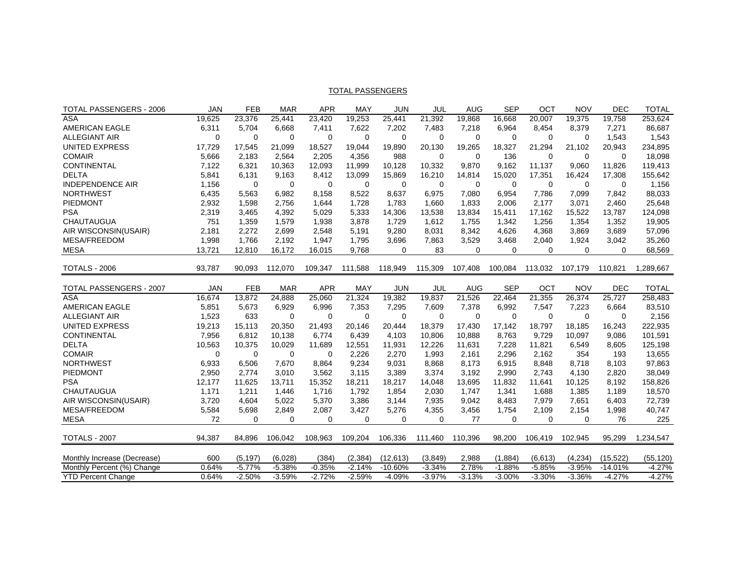TOTAL PASSENGERS

| TOTAL PASSENGERS - 2006 | JAN | FEB | MAR | APR | MAY | JUN | JUL | AUG | SEP | OCT | NOV | DEC | TOTAL |
|---|---|---|---|---|---|---|---|---|---|---|---|---|---|
| ASA | 19,625 | 23,376 | 25,441 | 23,420 | 19,253 | 25,441 | 21,392 | 19,868 | 16,668 | 20,007 | 19,375 | 19,758 | 253,624 |
| AMERICAN EAGLE | 6,311 | 5,704 | 6,668 | 7,411 | 7,622 | 7,202 | 7,483 | 7,218 | 6,964 | 8,454 | 8,379 | 7,271 | 86,687 |
| ALLEGIANT AIR | 0 | 0 | 0 | 0 | 0 | 0 | 0 | 0 | 0 | 0 | 0 | 1,543 | 1,543 |
| UNITED EXPRESS | 17,729 | 17,545 | 21,099 | 18,527 | 19,044 | 19,890 | 20,130 | 19,265 | 18,327 | 21,294 | 21,102 | 20,943 | 234,895 |
| COMAIR | 5,666 | 2,183 | 2,564 | 2,205 | 4,356 | 988 | 0 | 0 | 136 | 0 | 0 | 0 | 18,098 |
| CONTINENTAL | 7,122 | 6,321 | 10,363 | 12,093 | 11,999 | 10,128 | 10,332 | 9,870 | 9,162 | 11,137 | 9,060 | 11,826 | 119,413 |
| DELTA | 5,841 | 6,131 | 9,163 | 8,412 | 13,099 | 15,869 | 16,210 | 14,814 | 15,020 | 17,351 | 16,424 | 17,308 | 155,642 |
| INDEPENDENCE AIR | 1,156 | 0 | 0 | 0 | 0 | 0 | 0 | 0 | 0 | 0 | 0 | 0 | 1,156 |
| NORTHWEST | 6,435 | 5,563 | 6,982 | 8,158 | 8,522 | 8,637 | 6,975 | 7,080 | 6,954 | 7,786 | 7,099 | 7,842 | 88,033 |
| PIEDMONT | 2,932 | 1,598 | 2,756 | 1,644 | 1,728 | 1,783 | 1,660 | 1,833 | 2,006 | 2,177 | 3,071 | 2,460 | 25,648 |
| PSA | 2,319 | 3,465 | 4,392 | 5,029 | 5,333 | 14,306 | 13,538 | 13,834 | 15,411 | 17,162 | 15,522 | 13,787 | 124,098 |
| CHAUTAUGUA | 751 | 1,359 | 1,579 | 1,938 | 3,878 | 1,729 | 1,612 | 1,755 | 1,342 | 1,256 | 1,354 | 1,352 | 19,905 |
| AIR WISCONSIN(USAIR) | 2,181 | 2,272 | 2,699 | 2,548 | 5,191 | 9,280 | 8,031 | 8,342 | 4,626 | 4,368 | 3,869 | 3,689 | 57,096 |
| MESA/FREEDOM | 1,998 | 1,766 | 2,192 | 1,947 | 1,795 | 3,696 | 7,863 | 3,529 | 3,468 | 2,040 | 1,924 | 3,042 | 35,260 |
| MESA | 13,721 | 12,810 | 16,172 | 16,015 | 9,768 | 0 | 83 | 0 | 0 | 0 | 0 | 0 | 68,569 |
| TOTALS - 2006 | 93,787 | 90,093 | 112,070 | 109,347 | 111,588 | 118,949 | 115,309 | 107,408 | 100,084 | 113,032 | 107,179 | 110,821 | 1,289,667 |

| TOTAL PASSENGERS - 2007 | JAN | FEB | MAR | APR | MAY | JUN | JUL | AUG | SEP | OCT | NOV | DEC | TOTAL |
|---|---|---|---|---|---|---|---|---|---|---|---|---|---|
| ASA | 16,674 | 13,872 | 24,888 | 25,060 | 21,324 | 19,382 | 19,837 | 21,526 | 22,464 | 21,355 | 26,374 | 25,727 | 258,483 |
| AMERICAN EAGLE | 5,851 | 5,673 | 6,929 | 6,996 | 7,353 | 7,295 | 7,609 | 7,378 | 6,992 | 7,547 | 7,223 | 6,664 | 83,510 |
| ALLEGIANT AIR | 1,523 | 633 | 0 | 0 | 0 | 0 | 0 | 0 | 0 | 0 | 0 | 0 | 2,156 |
| UNITED EXPRESS | 19,213 | 15,113 | 20,350 | 21,493 | 20,146 | 20,444 | 18,379 | 17,430 | 17,142 | 18,797 | 18,185 | 16,243 | 222,935 |
| CONTINENTAL | 7,956 | 6,812 | 10,138 | 6,774 | 6,439 | 4,103 | 10,806 | 10,888 | 8,763 | 9,729 | 10,097 | 9,086 | 101,591 |
| DELTA | 10,563 | 10,375 | 10,029 | 11,689 | 12,551 | 11,931 | 12,226 | 11,631 | 7,228 | 11,821 | 6,549 | 8,605 | 125,198 |
| COMAIR | 0 | 0 | 0 | 0 | 2,226 | 2,270 | 1,993 | 2,161 | 2,296 | 2,162 | 354 | 193 | 13,655 |
| NORTHWEST | 6,933 | 6,506 | 7,670 | 8,864 | 9,234 | 9,031 | 8,868 | 8,173 | 6,915 | 8,848 | 8,718 | 8,103 | 97,863 |
| PIEDMONT | 2,950 | 2,774 | 3,010 | 3,562 | 3,115 | 3,389 | 3,374 | 3,192 | 2,990 | 2,743 | 4,130 | 2,820 | 38,049 |
| PSA | 12,177 | 11,625 | 13,711 | 15,352 | 18,211 | 18,217 | 14,048 | 13,695 | 11,832 | 11,641 | 10,125 | 8,192 | 158,826 |
| CHAUTAUGUA | 1,171 | 1,211 | 1,446 | 1,716 | 1,792 | 1,854 | 2,030 | 1,747 | 1,341 | 1,688 | 1,385 | 1,189 | 18,570 |
| AIR WISCONSIN(USAIR) | 3,720 | 4,604 | 5,022 | 5,370 | 3,386 | 3,144 | 7,935 | 9,042 | 8,483 | 7,979 | 7,651 | 6,403 | 72,739 |
| MESA/FREEDOM | 5,584 | 5,698 | 2,849 | 2,087 | 3,427 | 5,276 | 4,355 | 3,456 | 1,754 | 2,109 | 2,154 | 1,998 | 40,747 |
| MESA | 72 | 0 | 0 | 0 | 0 | 0 | 0 | 77 | 0 | 0 | 0 | 76 | 225 |
| TOTALS - 2007 | 94,387 | 84,896 | 106,042 | 108,963 | 109,204 | 106,336 | 111,460 | 110,396 | 98,200 | 106,419 | 102,945 | 95,299 | 1,234,547 |
| Monthly Increase (Decrease) | 600 | (5,197) | (6,028) | (384) | (2,384) | (12,613) | (3,849) | 2,988 | (1,884) | (6,613) | (4,234) | (15,522) | (55,120) |
| Monthly Percent (%) Change | 0.64% | -5.77% | -5.38% | -0.35% | -2.14% | -10.60% | -3.34% | 2.78% | -1.88% | -5.85% | -3.95% | -14.01% | -4.27% |
| YTD Percent Change | 0.64% | -2.50% | -3.59% | -2.72% | -2.59% | -4.09% | -3.97% | -3.13% | -3.00% | -3.30% | -3.36% | -4.27% | -4.27% |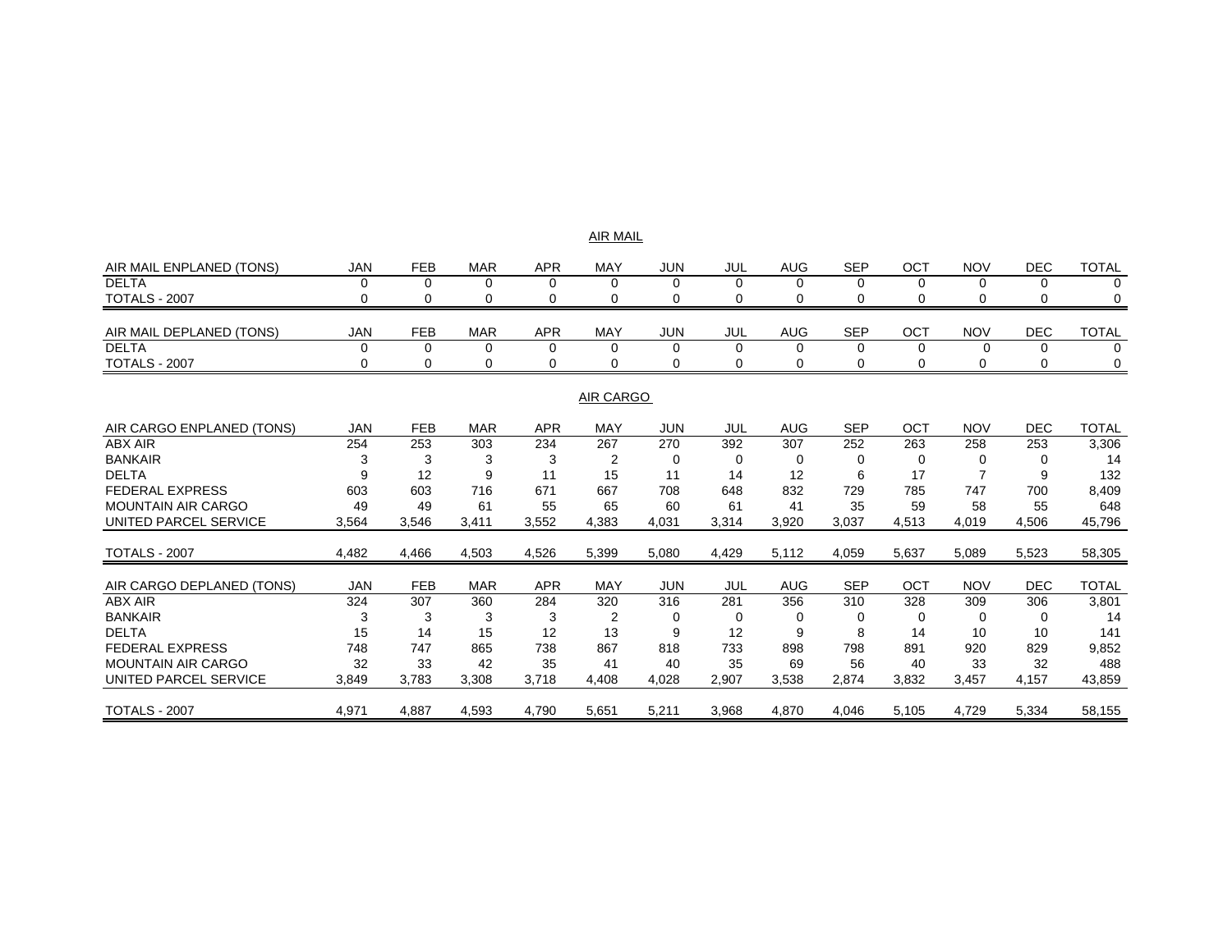## AIR MAIL

| AIR MAIL ENPLANED (TONS) | JAN | FEB | MAR | APR | MAY | JUN | JUL | AUG | SEP | OCT | NOV | DEC | TOTAL |
|---|---|---|---|---|---|---|---|---|---|---|---|---|---|
| DELTA | 0 | 0 | 0 | 0 | 0 | 0 | 0 | 0 | 0 | 0 | 0 | 0 | 0 |
| TOTALS - 2007 | 0 | 0 | 0 | 0 | 0 | 0 | 0 | 0 | 0 | 0 | 0 | 0 | 0 |

| AIR MAIL DEPLANED (TONS) | JAN | FEB | MAR | APR | MAY | JUN | JUL | AUG | SEP | OCT | NOV | DEC | TOTAL |
|---|---|---|---|---|---|---|---|---|---|---|---|---|---|
| DELTA | 0 | 0 | 0 | 0 | 0 | 0 | 0 | 0 | 0 | 0 | 0 | 0 | 0 |
| TOTALS - 2007 | 0 | 0 | 0 | 0 | 0 | 0 | 0 | 0 | 0 | 0 | 0 | 0 | 0 |

## AIR CARGO

| AIR CARGO ENPLANED (TONS) | JAN | FEB | MAR | APR | MAY | JUN | JUL | AUG | SEP | OCT | NOV | DEC | TOTAL |
|---|---|---|---|---|---|---|---|---|---|---|---|---|---|
| ABX AIR | 254 | 253 | 303 | 234 | 267 | 270 | 392 | 307 | 252 | 263 | 258 | 253 | 3,306 |
| BANKAIR | 3 | 3 | 3 | 3 | 2 | 0 | 0 | 0 | 0 | 0 | 0 | 0 | 14 |
| DELTA | 9 | 12 | 9 | 11 | 15 | 11 | 14 | 12 | 6 | 17 | 7 | 9 | 132 |
| FEDERAL EXPRESS | 603 | 603 | 716 | 671 | 667 | 708 | 648 | 832 | 729 | 785 | 747 | 700 | 8,409 |
| MOUNTAIN AIR CARGO | 49 | 49 | 61 | 55 | 65 | 60 | 61 | 41 | 35 | 59 | 58 | 55 | 648 |
| UNITED PARCEL SERVICE | 3,564 | 3,546 | 3,411 | 3,552 | 4,383 | 4,031 | 3,314 | 3,920 | 3,037 | 4,513 | 4,019 | 4,506 | 45,796 |
| TOTALS - 2007 | 4,482 | 4,466 | 4,503 | 4,526 | 5,399 | 5,080 | 4,429 | 5,112 | 4,059 | 5,637 | 5,089 | 5,523 | 58,305 |

| AIR CARGO DEPLANED (TONS) | JAN | FEB | MAR | APR | MAY | JUN | JUL | AUG | SEP | OCT | NOV | DEC | TOTAL |
|---|---|---|---|---|---|---|---|---|---|---|---|---|---|
| ABX AIR | 324 | 307 | 360 | 284 | 320 | 316 | 281 | 356 | 310 | 328 | 309 | 306 | 3,801 |
| BANKAIR | 3 | 3 | 3 | 3 | 2 | 0 | 0 | 0 | 0 | 0 | 0 | 0 | 14 |
| DELTA | 15 | 14 | 15 | 12 | 13 | 9 | 12 | 9 | 8 | 14 | 10 | 10 | 141 |
| FEDERAL EXPRESS | 748 | 747 | 865 | 738 | 867 | 818 | 733 | 898 | 798 | 891 | 920 | 829 | 9,852 |
| MOUNTAIN AIR CARGO | 32 | 33 | 42 | 35 | 41 | 40 | 35 | 69 | 56 | 40 | 33 | 32 | 488 |
| UNITED PARCEL SERVICE | 3,849 | 3,783 | 3,308 | 3,718 | 4,408 | 4,028 | 2,907 | 3,538 | 2,874 | 3,832 | 3,457 | 4,157 | 43,859 |
| TOTALS - 2007 | 4,971 | 4,887 | 4,593 | 4,790 | 5,651 | 5,211 | 3,968 | 4,870 | 4,046 | 5,105 | 4,729 | 5,334 | 58,155 |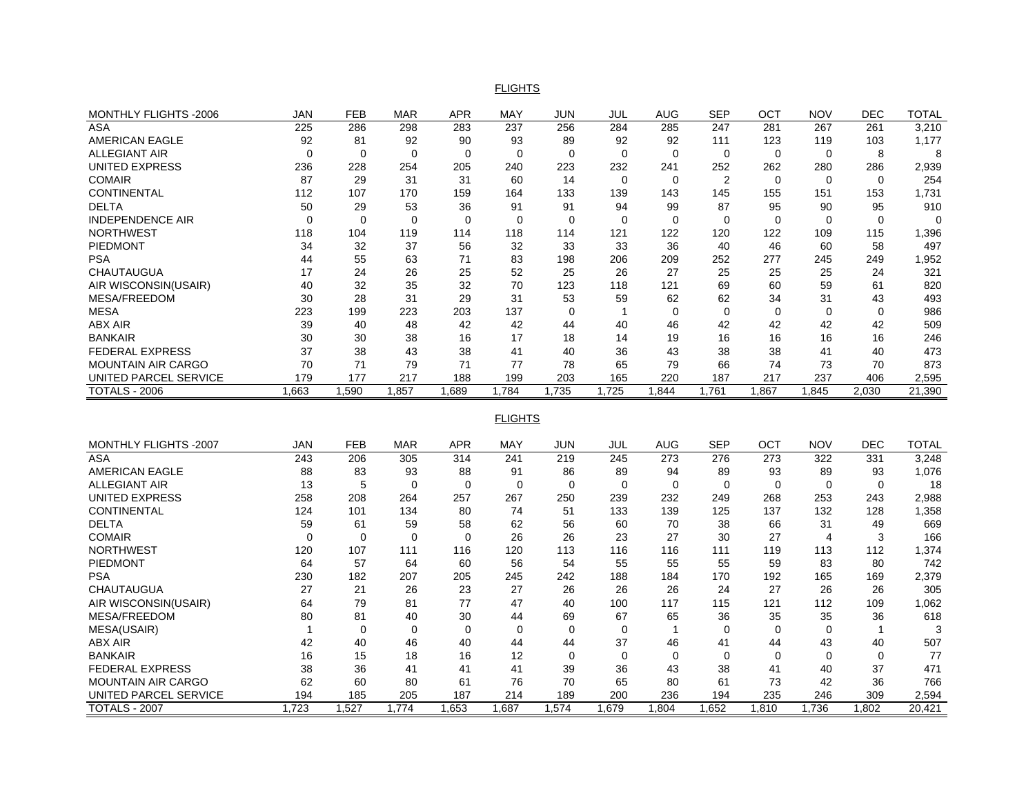FLIGHTS

| MONTHLY FLIGHTS -2006 | JAN | FEB | MAR | APR | MAY | JUN | JUL | AUG | SEP | OCT | NOV | DEC | TOTAL |
|---|---|---|---|---|---|---|---|---|---|---|---|---|---|
| ASA | 225 | 286 | 298 | 283 | 237 | 256 | 284 | 285 | 247 | 281 | 267 | 261 | 3,210 |
| AMERICAN EAGLE | 92 | 81 | 92 | 90 | 93 | 89 | 92 | 92 | 111 | 123 | 119 | 103 | 1,177 |
| ALLEGIANT AIR | 0 | 0 | 0 | 0 | 0 | 0 | 0 | 0 | 0 | 0 | 0 | 8 | 8 |
| UNITED EXPRESS | 236 | 228 | 254 | 205 | 240 | 223 | 232 | 241 | 252 | 262 | 280 | 286 | 2,939 |
| COMAIR | 87 | 29 | 31 | 31 | 60 | 14 | 0 | 0 | 2 | 0 | 0 | 0 | 254 |
| CONTINENTAL | 112 | 107 | 170 | 159 | 164 | 133 | 139 | 143 | 145 | 155 | 151 | 153 | 1,731 |
| DELTA | 50 | 29 | 53 | 36 | 91 | 91 | 94 | 99 | 87 | 95 | 90 | 95 | 910 |
| INDEPENDENCE AIR | 0 | 0 | 0 | 0 | 0 | 0 | 0 | 0 | 0 | 0 | 0 | 0 | 0 |
| NORTHWEST | 118 | 104 | 119 | 114 | 118 | 114 | 121 | 122 | 120 | 122 | 109 | 115 | 1,396 |
| PIEDMONT | 34 | 32 | 37 | 56 | 32 | 33 | 33 | 36 | 40 | 46 | 60 | 58 | 497 |
| PSA | 44 | 55 | 63 | 71 | 83 | 198 | 206 | 209 | 252 | 277 | 245 | 249 | 1,952 |
| CHAUTAUGUA | 17 | 24 | 26 | 25 | 52 | 25 | 26 | 27 | 25 | 25 | 25 | 24 | 321 |
| AIR WISCONSIN(USAIR) | 40 | 32 | 35 | 32 | 70 | 123 | 118 | 121 | 69 | 60 | 59 | 61 | 820 |
| MESA/FREEDOM | 30 | 28 | 31 | 29 | 31 | 53 | 59 | 62 | 62 | 34 | 31 | 43 | 493 |
| MESA | 223 | 199 | 223 | 203 | 137 | 0 | 1 | 0 | 0 | 0 | 0 | 0 | 986 |
| ABX AIR | 39 | 40 | 48 | 42 | 42 | 44 | 40 | 46 | 42 | 42 | 42 | 42 | 509 |
| BANKAIR | 30 | 30 | 38 | 16 | 17 | 18 | 14 | 19 | 16 | 16 | 16 | 16 | 246 |
| FEDERAL EXPRESS | 37 | 38 | 43 | 38 | 41 | 40 | 36 | 43 | 38 | 38 | 41 | 40 | 473 |
| MOUNTAIN AIR CARGO | 70 | 71 | 79 | 71 | 77 | 78 | 65 | 79 | 66 | 74 | 73 | 70 | 873 |
| UNITED PARCEL SERVICE | 179 | 177 | 217 | 188 | 199 | 203 | 165 | 220 | 187 | 217 | 237 | 406 | 2,595 |
| TOTALS - 2006 | 1,663 | 1,590 | 1,857 | 1,689 | 1,784 | 1,735 | 1,725 | 1,844 | 1,761 | 1,867 | 1,845 | 2,030 | 21,390 |

FLIGHTS

| MONTHLY FLIGHTS -2007 | JAN | FEB | MAR | APR | MAY | JUN | JUL | AUG | SEP | OCT | NOV | DEC | TOTAL |
|---|---|---|---|---|---|---|---|---|---|---|---|---|---|
| ASA | 243 | 206 | 305 | 314 | 241 | 219 | 245 | 273 | 276 | 273 | 322 | 331 | 3,248 |
| AMERICAN EAGLE | 88 | 83 | 93 | 88 | 91 | 86 | 89 | 94 | 89 | 93 | 89 | 93 | 1,076 |
| ALLEGIANT AIR | 13 | 5 | 0 | 0 | 0 | 0 | 0 | 0 | 0 | 0 | 0 | 0 | 18 |
| UNITED EXPRESS | 258 | 208 | 264 | 257 | 267 | 250 | 239 | 232 | 249 | 268 | 253 | 243 | 2,988 |
| CONTINENTAL | 124 | 101 | 134 | 80 | 74 | 51 | 133 | 139 | 125 | 137 | 132 | 128 | 1,358 |
| DELTA | 59 | 61 | 59 | 58 | 62 | 56 | 60 | 70 | 38 | 66 | 31 | 49 | 669 |
| COMAIR | 0 | 0 | 0 | 0 | 26 | 26 | 23 | 27 | 30 | 27 | 4 | 3 | 166 |
| NORTHWEST | 120 | 107 | 111 | 116 | 120 | 113 | 116 | 116 | 111 | 119 | 113 | 112 | 1,374 |
| PIEDMONT | 64 | 57 | 64 | 60 | 56 | 54 | 55 | 55 | 55 | 59 | 83 | 80 | 742 |
| PSA | 230 | 182 | 207 | 205 | 245 | 242 | 188 | 184 | 170 | 192 | 165 | 169 | 2,379 |
| CHAUTAUGUA | 27 | 21 | 26 | 23 | 27 | 26 | 26 | 26 | 24 | 27 | 26 | 26 | 305 |
| AIR WISCONSIN(USAIR) | 64 | 79 | 81 | 77 | 47 | 40 | 100 | 117 | 115 | 121 | 112 | 109 | 1,062 |
| MESA/FREEDOM | 80 | 81 | 40 | 30 | 44 | 69 | 67 | 65 | 36 | 35 | 35 | 36 | 618 |
| MESA(USAIR) | 1 | 0 | 0 | 0 | 0 | 0 | 0 | 1 | 0 | 0 | 0 | 1 | 3 |
| ABX AIR | 42 | 40 | 46 | 40 | 44 | 44 | 37 | 46 | 41 | 44 | 43 | 40 | 507 |
| BANKAIR | 16 | 15 | 18 | 16 | 12 | 0 | 0 | 0 | 0 | 0 | 0 | 0 | 77 |
| FEDERAL EXPRESS | 38 | 36 | 41 | 41 | 41 | 39 | 36 | 43 | 38 | 41 | 40 | 37 | 471 |
| MOUNTAIN AIR CARGO | 62 | 60 | 80 | 61 | 76 | 70 | 65 | 80 | 61 | 73 | 42 | 36 | 766 |
| UNITED PARCEL SERVICE | 194 | 185 | 205 | 187 | 214 | 189 | 200 | 236 | 194 | 235 | 246 | 309 | 2,594 |
| TOTALS - 2007 | 1,723 | 1,527 | 1,774 | 1,653 | 1,687 | 1,574 | 1,679 | 1,804 | 1,652 | 1,810 | 1,736 | 1,802 | 20,421 |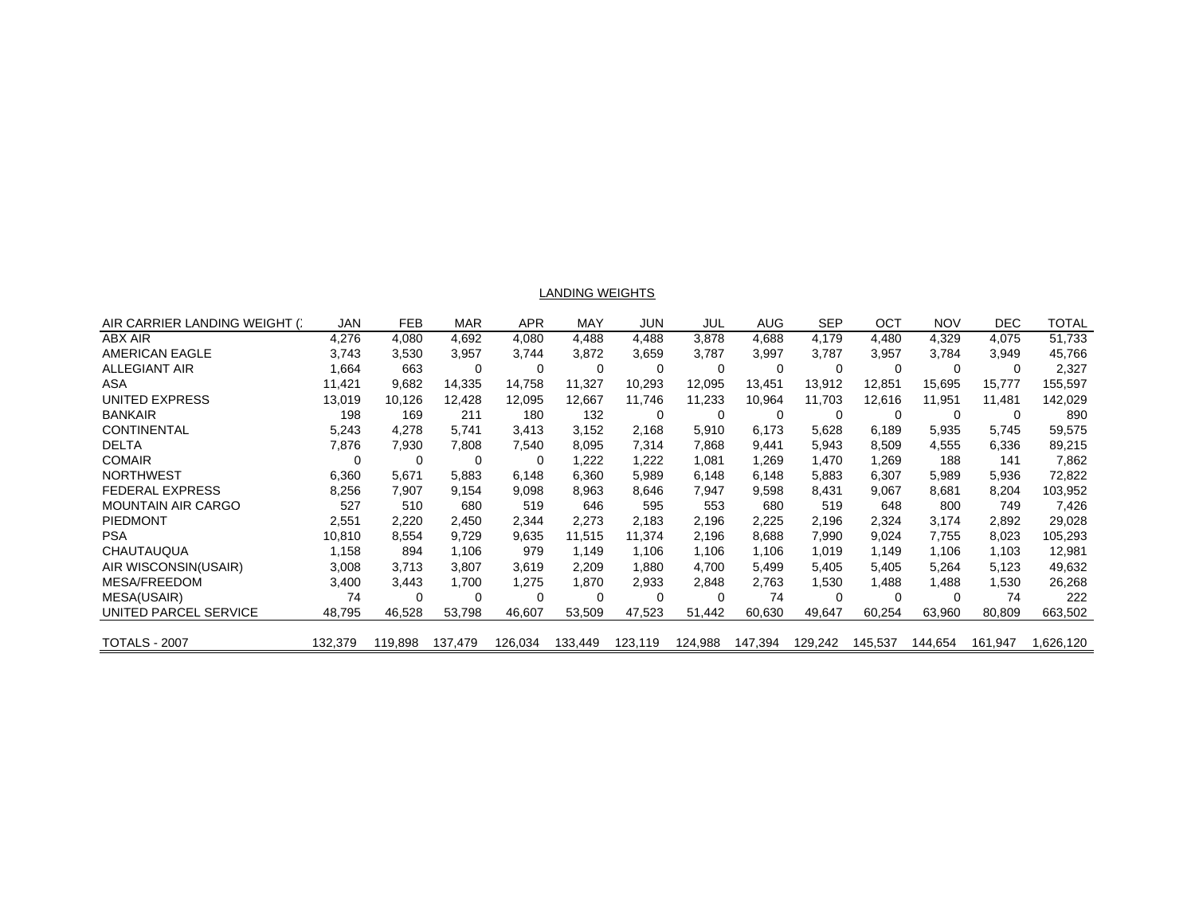## LANDING WEIGHTS

| AIR CARRIER LANDING WEIGHT (: | JAN | FEB | MAR | APR | MAY | JUN | JUL | AUG | SEP | OCT | NOV | DEC | TOTAL |
|---|---|---|---|---|---|---|---|---|---|---|---|---|---|
| ABX AIR | 4,276 | 4,080 | 4,692 | 4,080 | 4,488 | 4,488 | 3,878 | 4,688 | 4,179 | 4,480 | 4,329 | 4,075 | 51,733 |
| AMERICAN EAGLE | 3,743 | 3,530 | 3,957 | 3,744 | 3,872 | 3,659 | 3,787 | 3,997 | 3,787 | 3,957 | 3,784 | 3,949 | 45,766 |
| ALLEGIANT AIR | 1,664 | 663 | 0 | 0 | 0 | 0 | 0 | 0 | 0 | 0 | 0 | 0 | 2,327 |
| ASA | 11,421 | 9,682 | 14,335 | 14,758 | 11,327 | 10,293 | 12,095 | 13,451 | 13,912 | 12,851 | 15,695 | 15,777 | 155,597 |
| UNITED EXPRESS | 13,019 | 10,126 | 12,428 | 12,095 | 12,667 | 11,746 | 11,233 | 10,964 | 11,703 | 12,616 | 11,951 | 11,481 | 142,029 |
| BANKAIR | 198 | 169 | 211 | 180 | 132 | 0 | 0 | 0 | 0 | 0 | 0 | 0 | 890 |
| CONTINENTAL | 5,243 | 4,278 | 5,741 | 3,413 | 3,152 | 2,168 | 5,910 | 6,173 | 5,628 | 6,189 | 5,935 | 5,745 | 59,575 |
| DELTA | 7,876 | 7,930 | 7,808 | 7,540 | 8,095 | 7,314 | 7,868 | 9,441 | 5,943 | 8,509 | 4,555 | 6,336 | 89,215 |
| COMAIR | 0 | 0 | 0 | 0 | 1,222 | 1,222 | 1,081 | 1,269 | 1,470 | 1,269 | 188 | 141 | 7,862 |
| NORTHWEST | 6,360 | 5,671 | 5,883 | 6,148 | 6,360 | 5,989 | 6,148 | 6,148 | 5,883 | 6,307 | 5,989 | 5,936 | 72,822 |
| FEDERAL EXPRESS | 8,256 | 7,907 | 9,154 | 9,098 | 8,963 | 8,646 | 7,947 | 9,598 | 8,431 | 9,067 | 8,681 | 8,204 | 103,952 |
| MOUNTAIN AIR CARGO | 527 | 510 | 680 | 519 | 646 | 595 | 553 | 680 | 519 | 648 | 800 | 749 | 7,426 |
| PIEDMONT | 2,551 | 2,220 | 2,450 | 2,344 | 2,273 | 2,183 | 2,196 | 2,225 | 2,196 | 2,324 | 3,174 | 2,892 | 29,028 |
| PSA | 10,810 | 8,554 | 9,729 | 9,635 | 11,515 | 11,374 | 2,196 | 8,688 | 7,990 | 9,024 | 7,755 | 8,023 | 105,293 |
| CHAUTAUQUA | 1,158 | 894 | 1,106 | 979 | 1,149 | 1,106 | 1,106 | 1,106 | 1,019 | 1,149 | 1,106 | 1,103 | 12,981 |
| AIR WISCONSIN(USAIR) | 3,008 | 3,713 | 3,807 | 3,619 | 2,209 | 1,880 | 4,700 | 5,499 | 5,405 | 5,405 | 5,264 | 5,123 | 49,632 |
| MESA/FREEDOM | 3,400 | 3,443 | 1,700 | 1,275 | 1,870 | 2,933 | 2,848 | 2,763 | 1,530 | 1,488 | 1,488 | 1,530 | 26,268 |
| MESA(USAIR) | 74 | 0 | 0 | 0 | 0 | 0 | 0 | 74 | 0 | 0 | 0 | 74 | 222 |
| UNITED PARCEL SERVICE | 48,795 | 46,528 | 53,798 | 46,607 | 53,509 | 47,523 | 51,442 | 60,630 | 49,647 | 60,254 | 63,960 | 80,809 | 663,502 |
| TOTALS - 2007 | 132,379 | 119,898 | 137,479 | 126,034 | 133,449 | 123,119 | 124,988 | 147,394 | 129,242 | 145,537 | 144,654 | 161,947 | 1,626,120 |